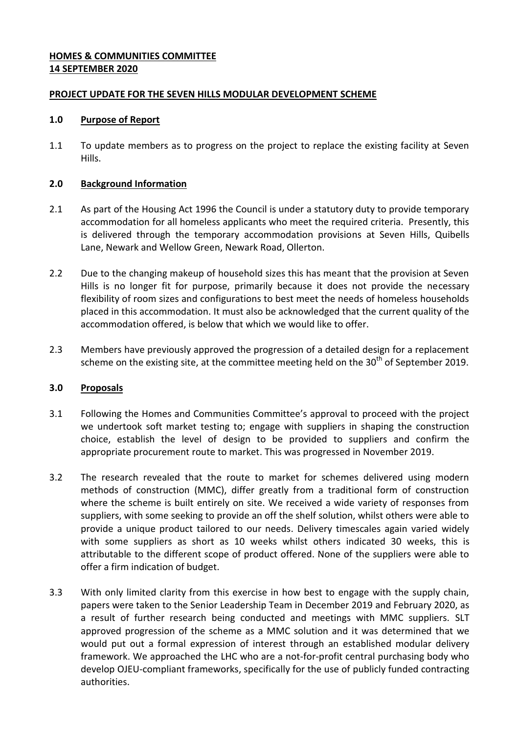**HOMES & COMMUNITIES COMMITTEE**
**14 SEPTEMBER 2020**

**PROJECT UPDATE FOR THE SEVEN HILLS MODULAR DEVELOPMENT SCHEME**

## 1.0 Purpose of Report

1.1 To update members as to progress on the project to replace the existing facility at Seven Hills.

## 2.0 Background Information

2.1 As part of the Housing Act 1996 the Council is under a statutory duty to provide temporary accommodation for all homeless applicants who meet the required criteria. Presently, this is delivered through the temporary accommodation provisions at Seven Hills, Quibells Lane, Newark and Wellow Green, Newark Road, Ollerton.

2.2 Due to the changing makeup of household sizes this has meant that the provision at Seven Hills is no longer fit for purpose, primarily because it does not provide the necessary flexibility of room sizes and configurations to best meet the needs of homeless households placed in this accommodation. It must also be acknowledged that the current quality of the accommodation offered, is below that which we would like to offer.

2.3 Members have previously approved the progression of a detailed design for a replacement scheme on the existing site, at the committee meeting held on the 30th of September 2019.

## 3.0 Proposals

3.1 Following the Homes and Communities Committee's approval to proceed with the project we undertook soft market testing to; engage with suppliers in shaping the construction choice, establish the level of design to be provided to suppliers and confirm the appropriate procurement route to market. This was progressed in November 2019.

3.2 The research revealed that the route to market for schemes delivered using modern methods of construction (MMC), differ greatly from a traditional form of construction where the scheme is built entirely on site. We received a wide variety of responses from suppliers, with some seeking to provide an off the shelf solution, whilst others were able to provide a unique product tailored to our needs. Delivery timescales again varied widely with some suppliers as short as 10 weeks whilst others indicated 30 weeks, this is attributable to the different scope of product offered. None of the suppliers were able to offer a firm indication of budget.

3.3 With only limited clarity from this exercise in how best to engage with the supply chain, papers were taken to the Senior Leadership Team in December 2019 and February 2020, as a result of further research being conducted and meetings with MMC suppliers. SLT approved progression of the scheme as a MMC solution and it was determined that we would put out a formal expression of interest through an established modular delivery framework. We approached the LHC who are a not-for-profit central purchasing body who develop OJEU-compliant frameworks, specifically for the use of publicly funded contracting authorities.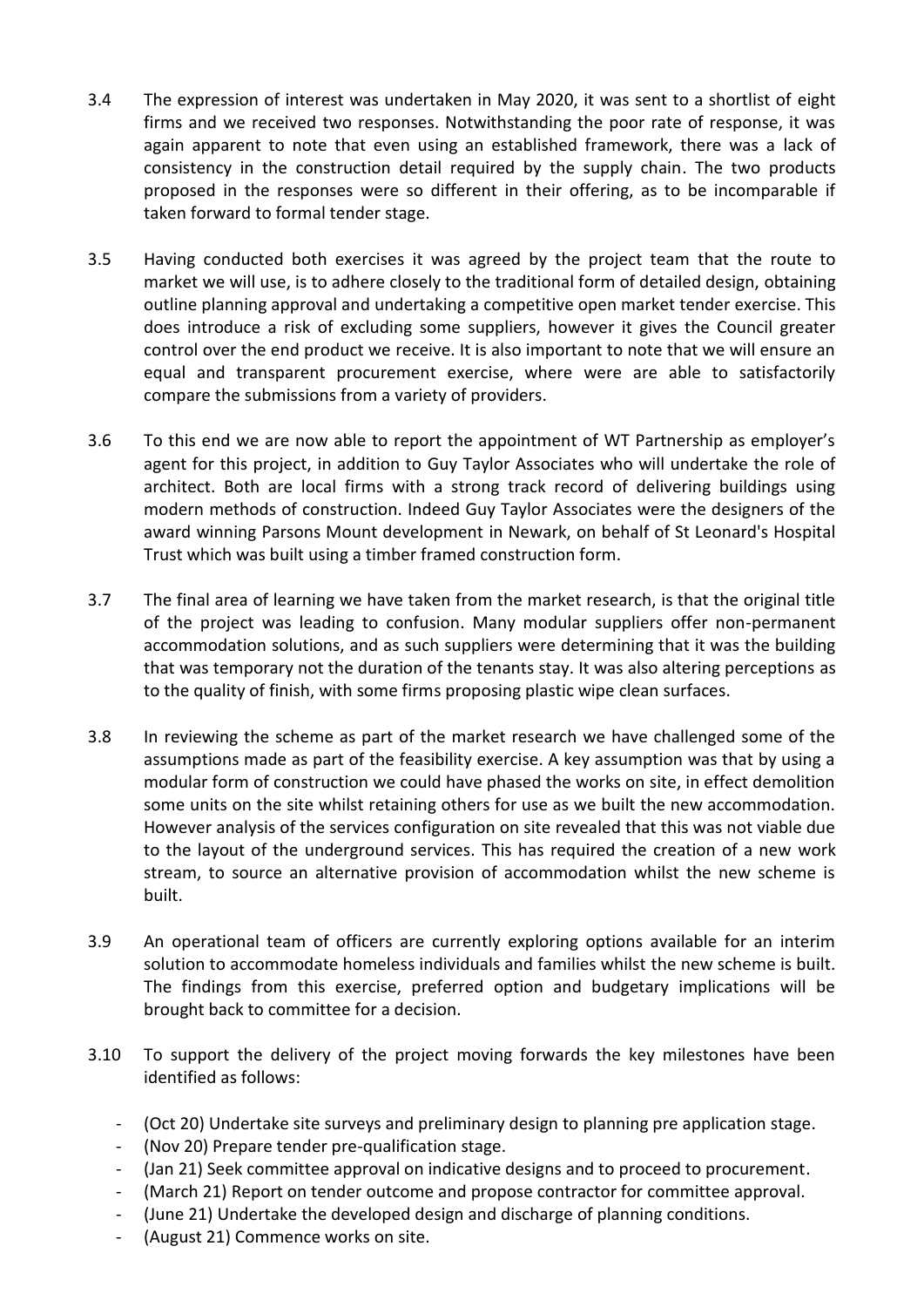3.4 The expression of interest was undertaken in May 2020, it was sent to a shortlist of eight firms and we received two responses. Notwithstanding the poor rate of response, it was again apparent to note that even using an established framework, there was a lack of consistency in the construction detail required by the supply chain. The two products proposed in the responses were so different in their offering, as to be incomparable if taken forward to formal tender stage.

3.5 Having conducted both exercises it was agreed by the project team that the route to market we will use, is to adhere closely to the traditional form of detailed design, obtaining outline planning approval and undertaking a competitive open market tender exercise. This does introduce a risk of excluding some suppliers, however it gives the Council greater control over the end product we receive. It is also important to note that we will ensure an equal and transparent procurement exercise, where were are able to satisfactorily compare the submissions from a variety of providers.

3.6 To this end we are now able to report the appointment of WT Partnership as employer's agent for this project, in addition to Guy Taylor Associates who will undertake the role of architect. Both are local firms with a strong track record of delivering buildings using modern methods of construction. Indeed Guy Taylor Associates were the designers of the award winning Parsons Mount development in Newark, on behalf of St Leonard's Hospital Trust which was built using a timber framed construction form.

3.7 The final area of learning we have taken from the market research, is that the original title of the project was leading to confusion. Many modular suppliers offer non-permanent accommodation solutions, and as such suppliers were determining that it was the building that was temporary not the duration of the tenants stay. It was also altering perceptions as to the quality of finish, with some firms proposing plastic wipe clean surfaces.

3.8 In reviewing the scheme as part of the market research we have challenged some of the assumptions made as part of the feasibility exercise. A key assumption was that by using a modular form of construction we could have phased the works on site, in effect demolition some units on the site whilst retaining others for use as we built the new accommodation. However analysis of the services configuration on site revealed that this was not viable due to the layout of the underground services. This has required the creation of a new work stream, to source an alternative provision of accommodation whilst the new scheme is built.

3.9 An operational team of officers are currently exploring options available for an interim solution to accommodate homeless individuals and families whilst the new scheme is built. The findings from this exercise, preferred option and budgetary implications will be brought back to committee for a decision.

3.10 To support the delivery of the project moving forwards the key milestones have been identified as follows:

- (Oct 20) Undertake site surveys and preliminary design to planning pre application stage.
- (Nov 20) Prepare tender pre-qualification stage.
- (Jan 21) Seek committee approval on indicative designs and to proceed to procurement.
- (March 21) Report on tender outcome and propose contractor for committee approval.
- (June 21) Undertake the developed design and discharge of planning conditions.
- (August 21) Commence works on site.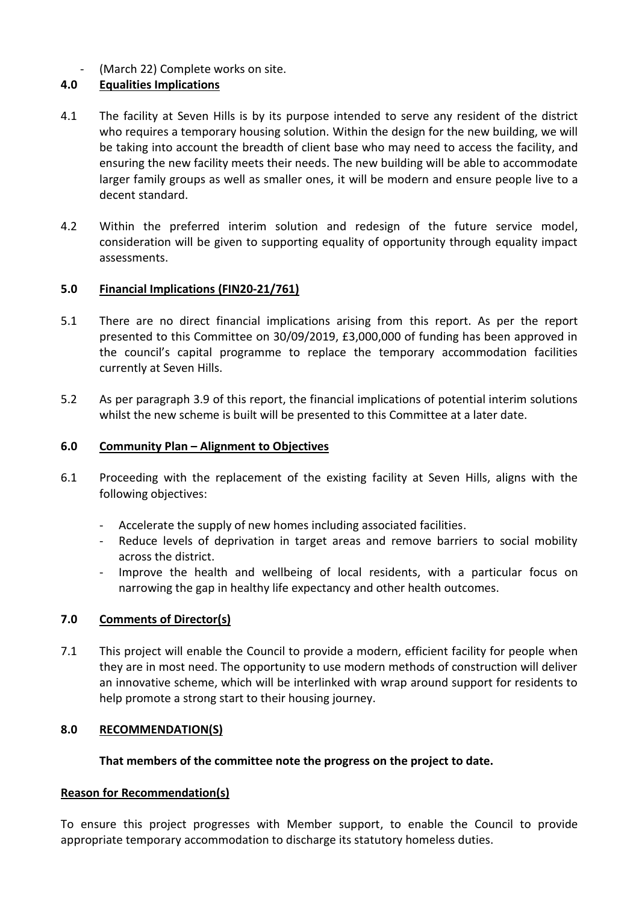- (March 22) Complete works on site.

## 4.0 Equalities Implications

4.1 The facility at Seven Hills is by its purpose intended to serve any resident of the district who requires a temporary housing solution. Within the design for the new building, we will be taking into account the breadth of client base who may need to access the facility, and ensuring the new facility meets their needs. The new building will be able to accommodate larger family groups as well as smaller ones, it will be modern and ensure people live to a decent standard.

4.2 Within the preferred interim solution and redesign of the future service model, consideration will be given to supporting equality of opportunity through equality impact assessments.

## 5.0 Financial Implications (FIN20-21/761)

5.1 There are no direct financial implications arising from this report. As per the report presented to this Committee on 30/09/2019, £3,000,000 of funding has been approved in the council's capital programme to replace the temporary accommodation facilities currently at Seven Hills.

5.2 As per paragraph 3.9 of this report, the financial implications of potential interim solutions whilst the new scheme is built will be presented to this Committee at a later date.

## 6.0 Community Plan – Alignment to Objectives

6.1 Proceeding with the replacement of the existing facility at Seven Hills, aligns with the following objectives:

- Accelerate the supply of new homes including associated facilities.
- Reduce levels of deprivation in target areas and remove barriers to social mobility across the district.
- Improve the health and wellbeing of local residents, with a particular focus on narrowing the gap in healthy life expectancy and other health outcomes.

## 7.0 Comments of Director(s)

7.1 This project will enable the Council to provide a modern, efficient facility for people when they are in most need. The opportunity to use modern methods of construction will deliver an innovative scheme, which will be interlinked with wrap around support for residents to help promote a strong start to their housing journey.

## 8.0 RECOMMENDATION(S)

**That members of the committee note the progress on the project to date.**

### Reason for Recommendation(s)

To ensure this project progresses with Member support, to enable the Council to provide appropriate temporary accommodation to discharge its statutory homeless duties.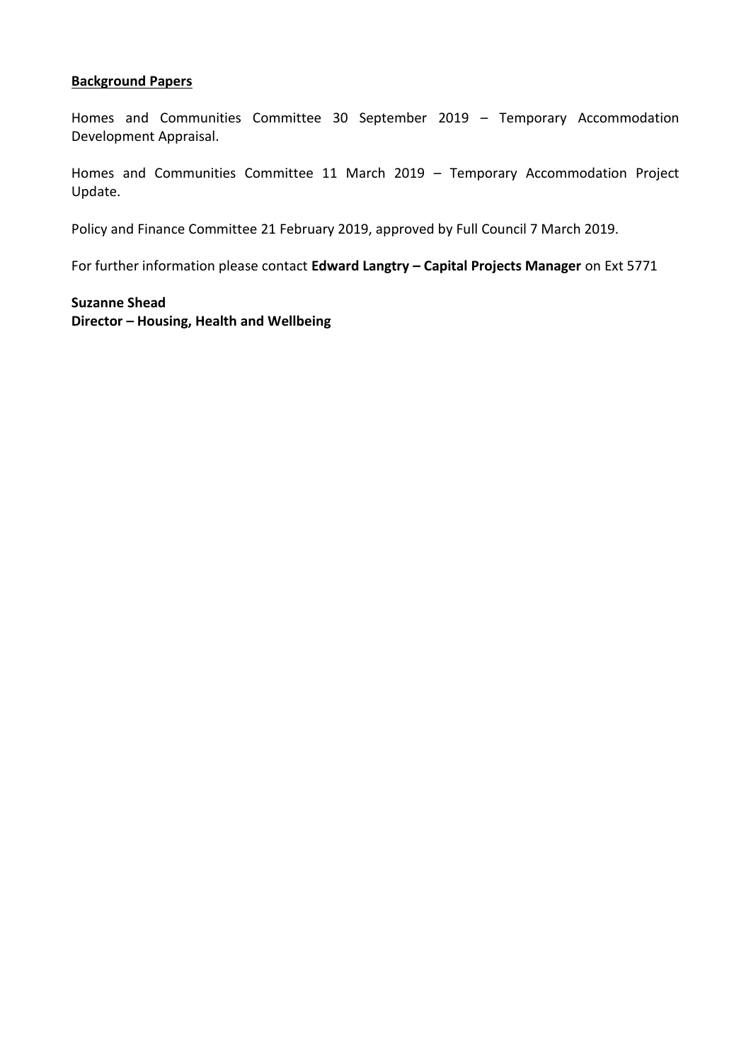**Background Papers**

Homes and Communities Committee 30 September 2019 – Temporary Accommodation Development Appraisal.

Homes and Communities Committee 11 March 2019 – Temporary Accommodation Project Update.

Policy and Finance Committee 21 February 2019, approved by Full Council 7 March 2019.

For further information please contact **Edward Langtry – Capital Projects Manager** on Ext 5771

**Suzanne Shead**
**Director – Housing, Health and Wellbeing**